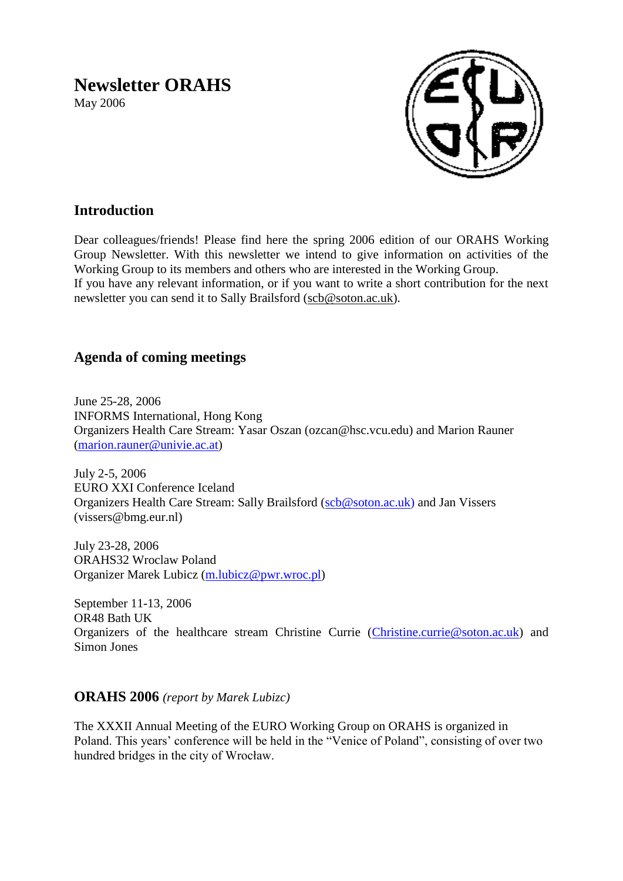# Newsletter ORAHS

May 2006

## Introduction

Dear colleagues/friends! Please find here the spring 2006 edition of our ORAHS Working Group Newsletter. With this newsletter we intend to give information on activities of the Working Group to its members and others who are interested in the Working Group.
If you have any relevant information, or if you want to write a short contribution for the next newsletter you can send it to Sally Brailsford (scb@soton.ac.uk).

## Agenda of coming meetings

June 25-28, 2006
INFORMS International, Hong Kong
Organizers Health Care Stream: Yasar Oszan (ozcan@hsc.vcu.edu) and Marion Rauner (marion.rauner@univie.ac.at)

July 2-5, 2006
EURO XXI Conference Iceland
Organizers Health Care Stream: Sally Brailsford (scb@soton.ac.uk) and Jan Vissers (vissers@bmg.eur.nl)

July 23-28, 2006
ORAHS32 Wroclaw Poland
Organizer Marek Lubicz (m.lubicz@pwr.wroc.pl)

September 11-13, 2006
OR48 Bath UK
Organizers of the healthcare stream Christine Currie (Christine.currie@soton.ac.uk) and Simon Jones

## ORAHS 2006 *(report by Marek Lubizc)*

The XXXII Annual Meeting of the EURO Working Group on ORAHS is organized in Poland. This years' conference will be held in the "Venice of Poland", consisting of over two hundred bridges in the city of Wrocław.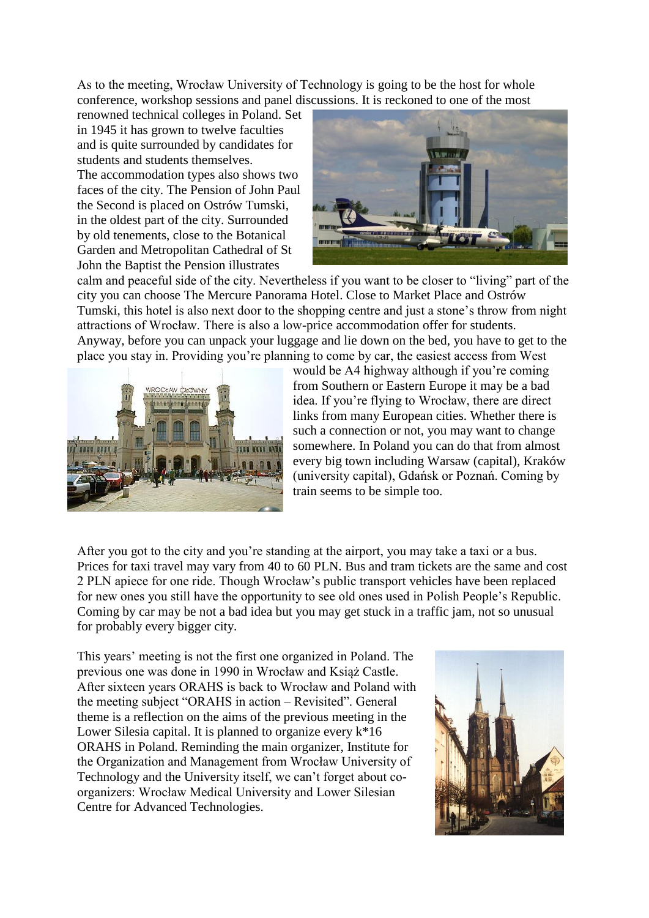As to the meeting, Wrocław University of Technology is going to be the host for whole conference, workshop sessions and panel discussions. It is reckoned to one of the most renowned technical colleges in Poland. Set in 1945 it has grown to twelve faculties and is quite surrounded by candidates for students and students themselves.

The accommodation types also shows two faces of the city. The Pension of John Paul the Second is placed on Ostrów Tumski, in the oldest part of the city. Surrounded by old tenements, close to the Botanical Garden and Metropolitan Cathedral of St John the Baptist the Pension illustrates calm and peaceful side of the city. Nevertheless if you want to be closer to "living" part of the city you can choose The Mercure Panorama Hotel. Close to Market Place and Ostrów Tumski, this hotel is also next door to the shopping centre and just a stone's throw from night attractions of Wrocław. There is also a low-price accommodation offer for students.

Anyway, before you can unpack your luggage and lie down on the bed, you have to get to the place you stay in. Providing you're planning to come by car, the easiest access from West would be A4 highway although if you're coming from Southern or Eastern Europe it may be a bad idea. If you're flying to Wrocław, there are direct links from many European cities. Whether there is such a connection or not, you may want to change somewhere. In Poland you can do that from almost every big town including Warsaw (capital), Kraków (university capital), Gdańsk or Poznań. Coming by train seems to be simple too.

After you got to the city and you're standing at the airport, you may take a taxi or a bus. Prices for taxi travel may vary from 40 to 60 PLN. Bus and tram tickets are the same and cost 2 PLN apiece for one ride. Though Wrocław's public transport vehicles have been replaced for new ones you still have the opportunity to see old ones used in Polish People's Republic. Coming by car may be not a bad idea but you may get stuck in a traffic jam, not so unusual for probably every bigger city.

This years' meeting is not the first one organized in Poland. The previous one was done in 1990 in Wrocław and Książ Castle. After sixteen years ORAHS is back to Wrocław and Poland with the meeting subject "ORAHS in action – Revisited". General theme is a reflection on the aims of the previous meeting in the Lower Silesia capital. It is planned to organize every k*16 ORAHS in Poland. Reminding the main organizer, Institute for the Organization and Management from Wrocław University of Technology and the University itself, we can't forget about co-organizers: Wrocław Medical University and Lower Silesian Centre for Advanced Technologies.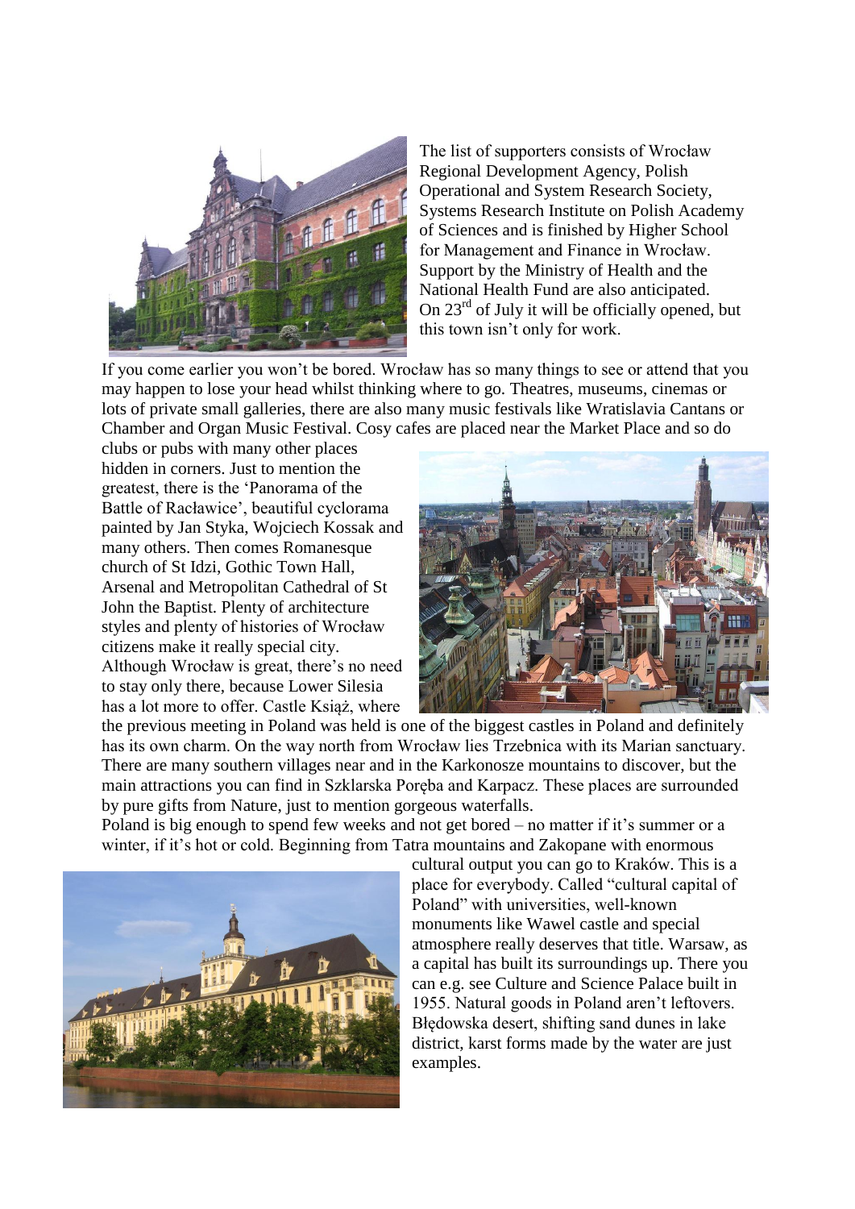The list of supporters consists of Wrocław Regional Development Agency, Polish Operational and System Research Society, Systems Research Institute on Polish Academy of Sciences and is finished by Higher School for Management and Finance in Wrocław. Support by the Ministry of Health and the National Health Fund are also anticipated. On 23[rd] of July it will be officially opened, but this town isn't only for work.

If you come earlier you won't be bored. Wrocław has so many things to see or attend that you may happen to lose your head whilst thinking where to go. Theatres, museums, cinemas or lots of private small galleries, there are also many music festivals like Wratislavia Cantans or Chamber and Organ Music Festival. Cosy cafes are placed near the Market Place and so do clubs or pubs with many other places hidden in corners. Just to mention the greatest, there is the 'Panorama of the Battle of Racławice', beautiful cyclorama painted by Jan Styka, Wojciech Kossak and many others. Then comes Romanesque church of St Idzi, Gothic Town Hall, Arsenal and Metropolitan Cathedral of St John the Baptist. Plenty of architecture styles and plenty of histories of Wrocław citizens make it really special city. Although Wrocław is great, there's no need to stay only there, because Lower Silesia has a lot more to offer. Castle Książ, where the previous meeting in Poland was held is one of the biggest castles in Poland and definitely has its own charm. On the way north from Wrocław lies Trzebnica with its Marian sanctuary. There are many southern villages near and in the Karkonosze mountains to discover, but the main attractions you can find in Szklarska Poręba and Karpacz. These places are surrounded by pure gifts from Nature, just to mention gorgeous waterfalls.

Poland is big enough to spend few weeks and not get bored – no matter if it's summer or a winter, if it's hot or cold. Beginning from Tatra mountains and Zakopane with enormous cultural output you can go to Kraków. This is a place for everybody. Called "cultural capital of Poland" with universities, well-known monuments like Wawel castle and special atmosphere really deserves that title. Warsaw, as a capital has built its surroundings up. There you can e.g. see Culture and Science Palace built in 1955. Natural goods in Poland aren't leftovers. Błędowska desert, shifting sand dunes in lake district, karst forms made by the water are just examples.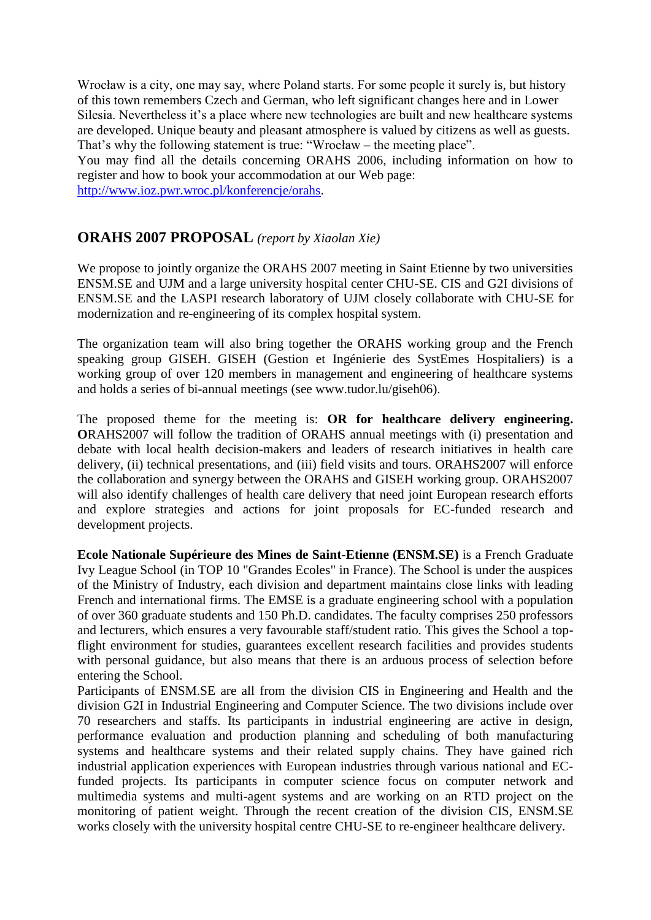Wrocław is a city, one may say, where Poland starts. For some people it surely is, but history of this town remembers Czech and German, who left significant changes here and in Lower Silesia. Nevertheless it's a place where new technologies are built and new healthcare systems are developed. Unique beauty and pleasant atmosphere is valued by citizens as well as guests. That's why the following statement is true: "Wrocław – the meeting place".
You may find all the details concerning ORAHS 2006, including information on how to register and how to book your accommodation at our Web page:
http://www.ioz.pwr.wroc.pl/konferencje/orahs.

## ORAHS 2007 PROPOSAL *(report by Xiaolan Xie)*

We propose to jointly organize the ORAHS 2007 meeting in Saint Etienne by two universities ENSM.SE and UJM and a large university hospital center CHU-SE. CIS and G2I divisions of ENSM.SE and the LASPI research laboratory of UJM closely collaborate with CHU-SE for modernization and re-engineering of its complex hospital system.

The organization team will also bring together the ORAHS working group and the French speaking group GISEH. GISEH (Gestion et Ingénierie des SystEmes Hospitaliers) is a working group of over 120 members in management and engineering of healthcare systems and holds a series of bi-annual meetings (see www.tudor.lu/giseh06).

The proposed theme for the meeting is: **OR for healthcare delivery engineering. O**RAHS2007 will follow the tradition of ORAHS annual meetings with (i) presentation and debate with local health decision-makers and leaders of research initiatives in health care delivery, (ii) technical presentations, and (iii) field visits and tours. ORAHS2007 will enforce the collaboration and synergy between the ORAHS and GISEH working group. ORAHS2007 will also identify challenges of health care delivery that need joint European research efforts and explore strategies and actions for joint proposals for EC-funded research and development projects.

**Ecole Nationale Supérieure des Mines de Saint-Etienne (ENSM.SE)** is a French Graduate Ivy League School (in TOP 10 "Grandes Ecoles" in France). The School is under the auspices of the Ministry of Industry, each division and department maintains close links with leading French and international firms. The EMSE is a graduate engineering school with a population of over 360 graduate students and 150 Ph.D. candidates. The faculty comprises 250 professors and lecturers, which ensures a very favourable staff/student ratio. This gives the School a top-flight environment for studies, guarantees excellent research facilities and provides students with personal guidance, but also means that there is an arduous process of selection before entering the School.
Participants of ENSM.SE are all from the division CIS in Engineering and Health and the division G2I in Industrial Engineering and Computer Science. The two divisions include over 70 researchers and staffs. Its participants in industrial engineering are active in design, performance evaluation and production planning and scheduling of both manufacturing systems and healthcare systems and their related supply chains. They have gained rich industrial application experiences with European industries through various national and EC-funded projects. Its participants in computer science focus on computer network and multimedia systems and multi-agent systems and are working on an RTD project on the monitoring of patient weight. Through the recent creation of the division CIS, ENSM.SE works closely with the university hospital centre CHU-SE to re-engineer healthcare delivery.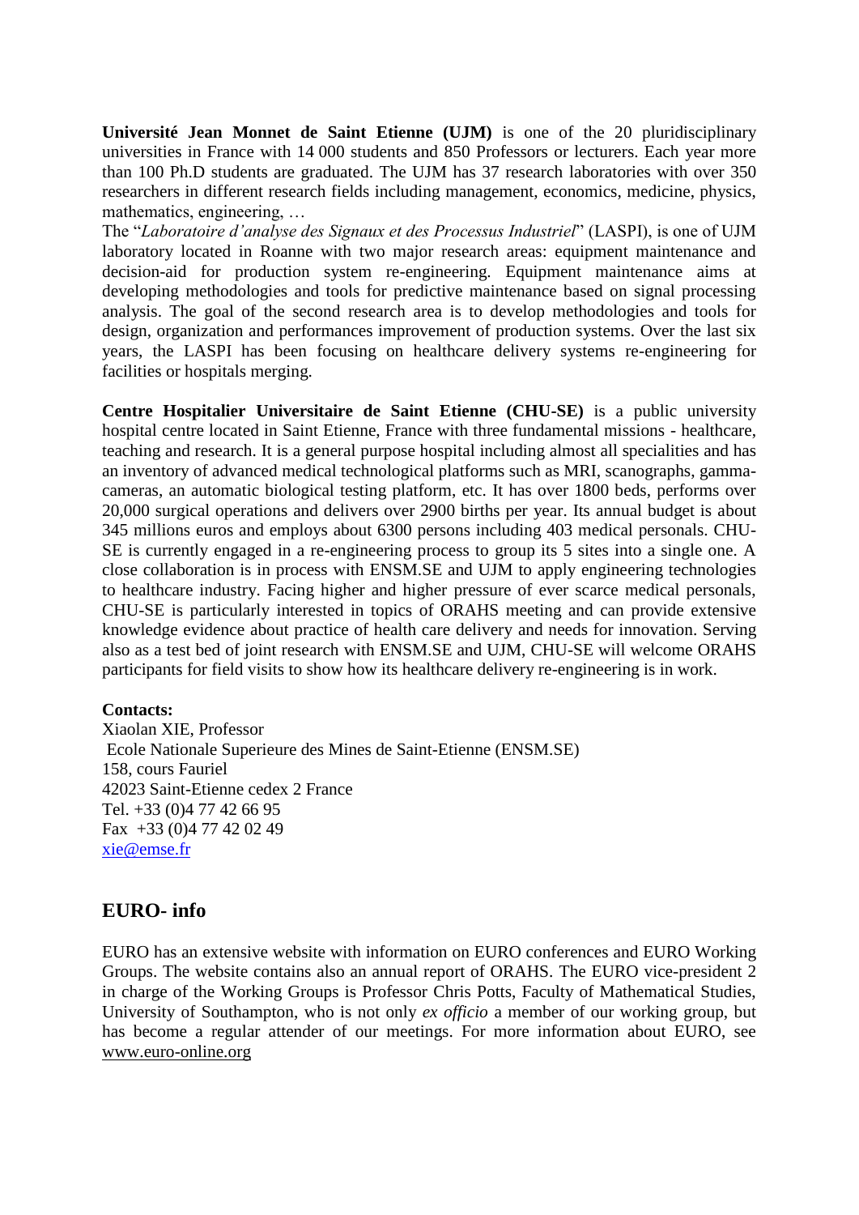**Université Jean Monnet de Saint Etienne (UJM)** is one of the 20 pluridisciplinary universities in France with 14 000 students and 850 Professors or lecturers. Each year more than 100 Ph.D students are graduated. The UJM has 37 research laboratories with over 350 researchers in different research fields including management, economics, medicine, physics, mathematics, engineering, …

The "*Laboratoire d'analyse des Signaux et des Processus Industriel*" (LASPI), is one of UJM laboratory located in Roanne with two major research areas: equipment maintenance and decision-aid for production system re-engineering. Equipment maintenance aims at developing methodologies and tools for predictive maintenance based on signal processing analysis. The goal of the second research area is to develop methodologies and tools for design, organization and performances improvement of production systems. Over the last six years, the LASPI has been focusing on healthcare delivery systems re-engineering for facilities or hospitals merging.

**Centre Hospitalier Universitaire de Saint Etienne (CHU-SE)** is a public university hospital centre located in Saint Etienne, France with three fundamental missions - healthcare, teaching and research. It is a general purpose hospital including almost all specialities and has an inventory of advanced medical technological platforms such as MRI, scanographs, gamma-cameras, an automatic biological testing platform, etc. It has over 1800 beds, performs over 20,000 surgical operations and delivers over 2900 births per year. Its annual budget is about 345 millions euros and employs about 6300 persons including 403 medical personals. CHU-SE is currently engaged in a re-engineering process to group its 5 sites into a single one. A close collaboration is in process with ENSM.SE and UJM to apply engineering technologies to healthcare industry. Facing higher and higher pressure of ever scarce medical personals, CHU-SE is particularly interested in topics of ORAHS meeting and can provide extensive knowledge evidence about practice of health care delivery and needs for innovation. Serving also as a test bed of joint research with ENSM.SE and UJM, CHU-SE will welcome ORAHS participants for field visits to show how its healthcare delivery re-engineering is in work.

**Contacts:**
Xiaolan XIE, Professor
Ecole Nationale Superieure des Mines de Saint-Etienne (ENSM.SE)
158, cours Fauriel
42023 Saint-Etienne cedex 2 France
Tel. +33 (0)4 77 42 66 95
Fax +33 (0)4 77 42 02 49
xie@emse.fr

## EURO- info

EURO has an extensive website with information on EURO conferences and EURO Working Groups. The website contains also an annual report of ORAHS. The EURO vice-president 2 in charge of the Working Groups is Professor Chris Potts, Faculty of Mathematical Studies, University of Southampton, who is not only *ex officio* a member of our working group, but has become a regular attender of our meetings. For more information about EURO, see www.euro-online.org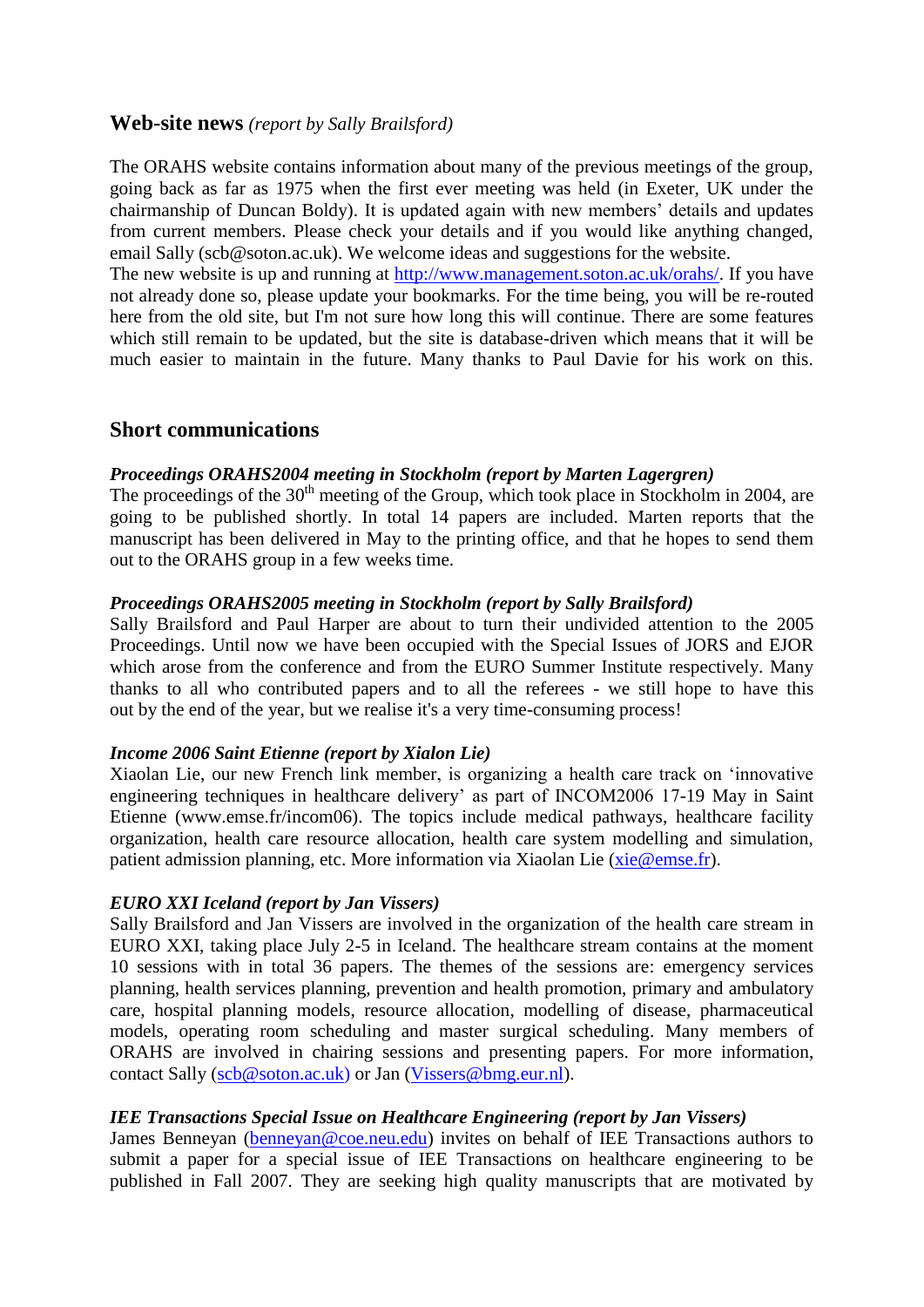## Web-site news *(report by Sally Brailsford)*

The ORAHS website contains information about many of the previous meetings of the group, going back as far as 1975 when the first ever meeting was held (in Exeter, UK under the chairmanship of Duncan Boldy). It is updated again with new members' details and updates from current members. Please check your details and if you would like anything changed, email Sally (scb@soton.ac.uk). We welcome ideas and suggestions for the website.

The new website is up and running at http://www.management.soton.ac.uk/orahs/. If you have not already done so, please update your bookmarks. For the time being, you will be re-routed here from the old site, but I'm not sure how long this will continue. There are some features which still remain to be updated, but the site is database-driven which means that it will be much easier to maintain in the future. Many thanks to Paul Davie for his work on this.

## Short communications

***Proceedings ORAHS2004 meeting in Stockholm (report by Marten Lagergren)***

The proceedings of the 30th meeting of the Group, which took place in Stockholm in 2004, are going to be published shortly. In total 14 papers are included. Marten reports that the manuscript has been delivered in May to the printing office, and that he hopes to send them out to the ORAHS group in a few weeks time.

***Proceedings ORAHS2005 meeting in Stockholm (report by Sally Brailsford)***

Sally Brailsford and Paul Harper are about to turn their undivided attention to the 2005 Proceedings. Until now we have been occupied with the Special Issues of JORS and EJOR which arose from the conference and from the EURO Summer Institute respectively. Many thanks to all who contributed papers and to all the referees - we still hope to have this out by the end of the year, but we realise it's a very time-consuming process!

***Income 2006 Saint Etienne (report by Xialon Lie)***

Xiaolan Lie, our new French link member, is organizing a health care track on 'innovative engineering techniques in healthcare delivery' as part of INCOM2006 17-19 May in Saint Etienne (www.emse.fr/incom06). The topics include medical pathways, healthcare facility organization, health care resource allocation, health care system modelling and simulation, patient admission planning, etc. More information via Xiaolan Lie (xie@emse.fr).

***EURO XXI Iceland (report by Jan Vissers)***

Sally Brailsford and Jan Vissers are involved in the organization of the health care stream in EURO XXI, taking place July 2-5 in Iceland. The healthcare stream contains at the moment 10 sessions with in total 36 papers. The themes of the sessions are: emergency services planning, health services planning, prevention and health promotion, primary and ambulatory care, hospital planning models, resource allocation, modelling of disease, pharmaceutical models, operating room scheduling and master surgical scheduling. Many members of ORAHS are involved in chairing sessions and presenting papers. For more information, contact Sally (scb@soton.ac.uk) or Jan (Vissers@bmg.eur.nl).

***IEE Transactions Special Issue on Healthcare Engineering (report by Jan Vissers)***

James Benneyan (benneyan@coe.neu.edu) invites on behalf of IEE Transactions authors to submit a paper for a special issue of IEE Transactions on healthcare engineering to be published in Fall 2007. They are seeking high quality manuscripts that are motivated by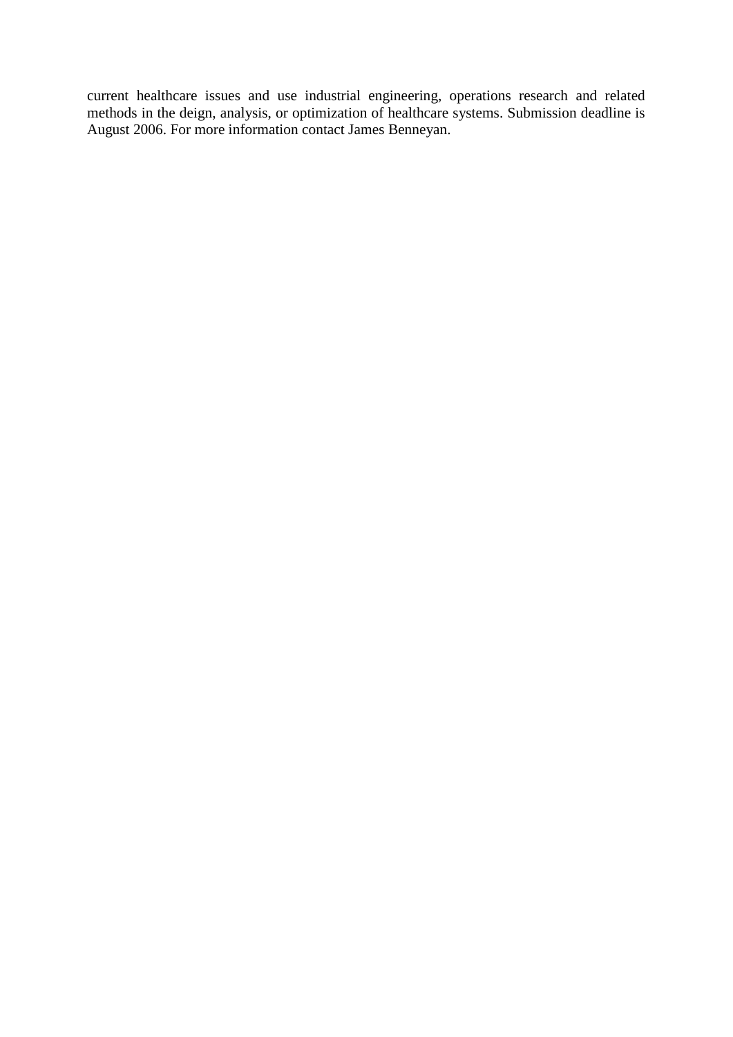current healthcare issues and use industrial engineering, operations research and related methods in the deign, analysis, or optimization of healthcare systems. Submission deadline is August 2006. For more information contact James Benneyan.